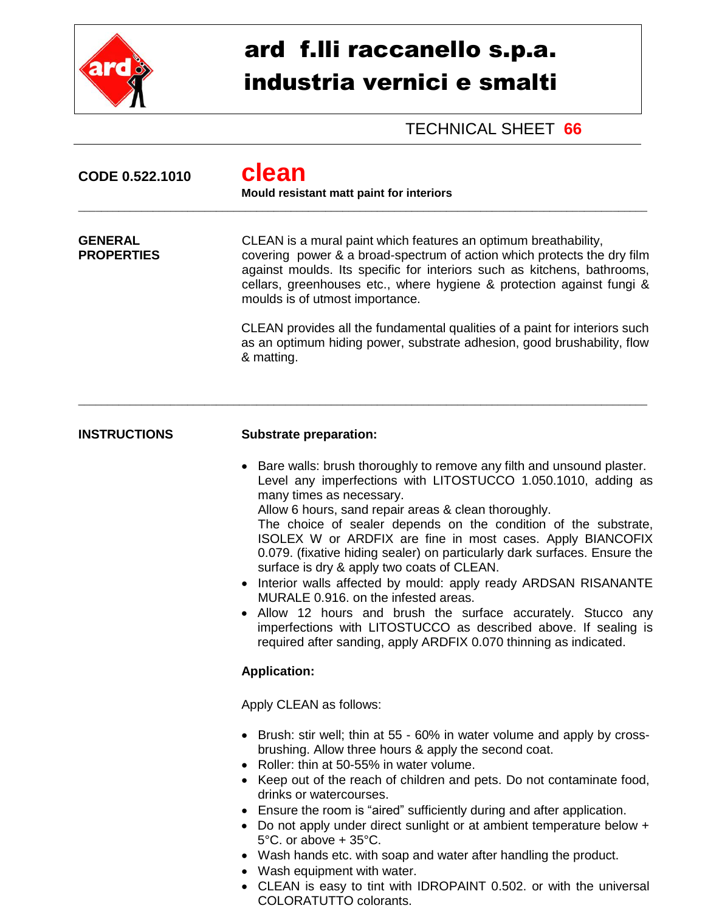# ard f.lli raccanello s.p.a.
# industria vernici e smalti

TECHNICAL SHEET **66**

---

**CODE 0.522.1010**

## clean

**Mould resistant matt paint for interiors**

---

**GENERAL PROPERTIES**

CLEAN is a mural paint which features an optimum breathability, covering power & a broad-spectrum of action which protects the dry film against moulds. Its specific for interiors such as kitchens, bathrooms, cellars, greenhouses etc., where hygiene & protection against fungi & moulds is of utmost importance.

CLEAN provides all the fundamental qualities of a paint for interiors such as an optimum hiding power, substrate adhesion, good brushability, flow & matting.

---

**INSTRUCTIONS**

**Substrate preparation:**

- Bare walls: brush thoroughly to remove any filth and unsound plaster. Level any imperfections with LITOSTUCCO 1.050.1010, adding as many times as necessary.
  Allow 6 hours, sand repair areas & clean thoroughly.
  The choice of sealer depends on the condition of the substrate, ISOLEX W or ARDFIX are fine in most cases. Apply BIANCOFIX 0.079. (fixative hiding sealer) on particularly dark surfaces. Ensure the surface is dry & apply two coats of CLEAN.
- Interior walls affected by mould: apply ready ARDSAN RISANANTE MURALE 0.916. on the infested areas.
- Allow 12 hours and brush the surface accurately. Stucco any imperfections with LITOSTUCCO as described above. If sealing is required after sanding, apply ARDFIX 0.070 thinning as indicated.

**Application:**

Apply CLEAN as follows:

- Brush: stir well; thin at 55 - 60% in water volume and apply by cross-brushing. Allow three hours & apply the second coat.
- Roller: thin at 50-55% in water volume.
- Keep out of the reach of children and pets. Do not contaminate food, drinks or watercourses.
- Ensure the room is “aired” sufficiently during and after application.
- Do not apply under direct sunlight or at ambient temperature below + 5°C. or above + 35°C.
- Wash hands etc. with soap and water after handling the product.
- Wash equipment with water.
- CLEAN is easy to tint with IDROPAINT 0.502. or with the universal COLORATUTTO colorants.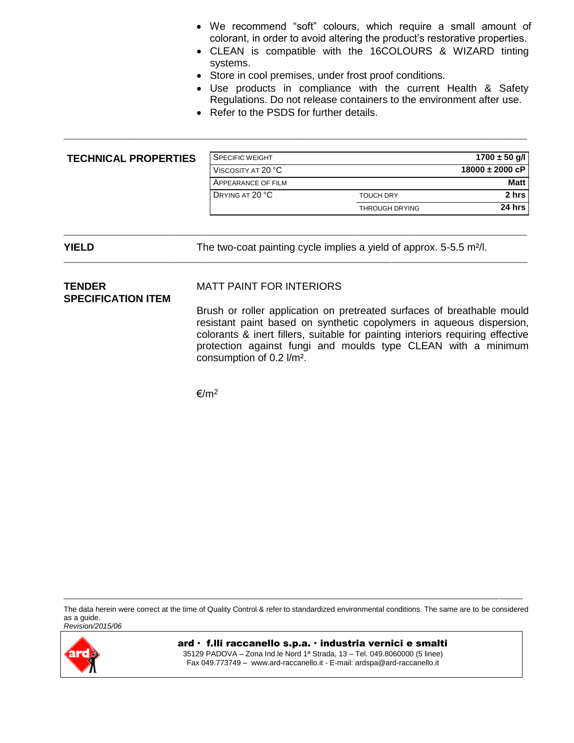- We recommend "soft" colours, which require a small amount of colorant, in order to avoid altering the product's restorative properties.
- CLEAN is compatible with the 16COLOURS & WIZARD tinting systems.
- Store in cool premises, under frost proof conditions.
- Use products in compliance with the current Health & Safety Regulations. Do not release containers to the environment after use.
- Refer to the PSDS for further details.

---

**TECHNICAL PROPERTIES**

| | | |
|---|---|---|
| SPECIFIC WEIGHT | | **1700 ± 50 g/l** |
| VISCOSITY AT 20 °C | | **18000 ± 2000 cP** |
| APPEARANCE OF FILM | | **Matt** |
| DRYING AT 20 °C | TOUCH DRY | **2 hrs** |
| | THROUGH DRYING | **24 hrs** |

---

**YIELD**

The two-coat painting cycle implies a yield of approx. 5-5.5 m²/l.

---

**TENDER SPECIFICATION ITEM**

MATT PAINT FOR INTERIORS

Brush or roller application on pretreated surfaces of breathable mould resistant paint based on synthetic copolymers in aqueous dispersion, colorants & inert fillers, suitable for painting interiors requiring effective protection against fungi and moulds type CLEAN with a minimum consumption of 0.2 l/m².

€/m²

---

The data herein were correct at the time of Quality Control & refer to standardized environmental conditions. The same are to be considered as a guide.
*Revision/2015/06*

**ard · f.lli raccanello s.p.a. · industria vernici e smalti**
35129 PADOVA – Zona Ind.le Nord 1ª Strada, 13 – Tel. 049.8060000 (5 linee)
Fax 049.773749 – www.ard-raccanello.it - E-mail: ardspa@ard-raccanello.it